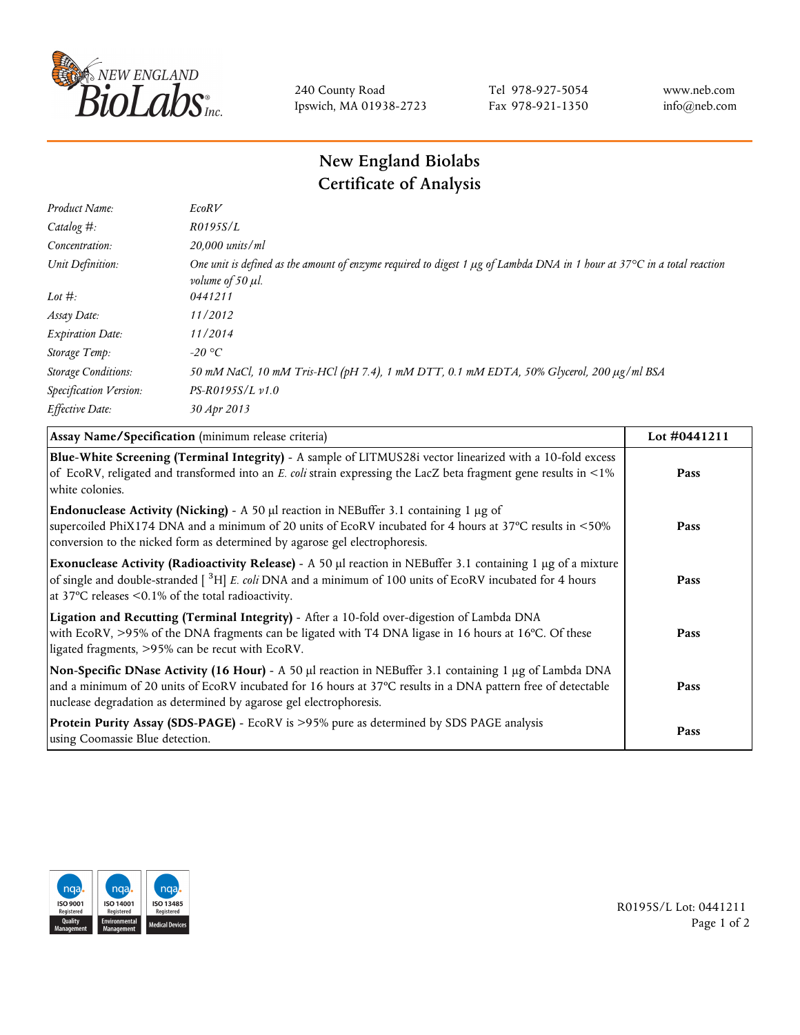240 County Road
Ipswich, MA 01938-2723

Tel 978-927-5054
Fax 978-921-1350

www.neb.com
info@neb.com

# New England Biolabs
# Certificate of Analysis

| | |
|---|---|
| *Product Name:* | *EcoRV* |
| *Catalog #:* | *R0195S/L* |
| *Concentration:* | *20,000 units/ml* |
| *Unit Definition:* | *One unit is defined as the amount of enzyme required to digest 1 µg of Lambda DNA in 1 hour at 37°C in a total reaction volume of 50 µl.* |
| *Lot #:* | *0441211* |
| *Assay Date:* | *11/2012* |
| *Expiration Date:* | *11/2014* |
| *Storage Temp:* | *-20 °C* |
| *Storage Conditions:* | *50 mM NaCl, 10 mM Tris-HCl (pH 7.4), 1 mM DTT, 0.1 mM EDTA, 50% Glycerol, 200 µg/ml BSA* |
| *Specification Version:* | *PS-R0195S/L v1.0* |
| *Effective Date:* | *30 Apr 2013* |

| **Assay Name/Specification** (minimum release criteria) | **Lot #0441211** |
|---|---|
| **Blue-White Screening (Terminal Integrity)** - A sample of LITMUS28i vector linearized with a 10-fold excess of EcoRV, religated and transformed into an *E. coli* strain expressing the LacZ beta fragment gene results in <1% white colonies. | **Pass** |
| **Endonuclease Activity (Nicking)** - A 50 µl reaction in NEBuffer 3.1 containing 1 µg of supercoiled PhiX174 DNA and a minimum of 20 units of EcoRV incubated for 4 hours at 37ºC results in <50% conversion to the nicked form as determined by agarose gel electrophoresis. | **Pass** |
| **Exonuclease Activity (Radioactivity Release)** - A 50 µl reaction in NEBuffer 3.1 containing 1 µg of a mixture of single and double-stranded [ $^{3}$H] *E. coli* DNA and a minimum of 100 units of EcoRV incubated for 4 hours at 37ºC releases <0.1% of the total radioactivity. | **Pass** |
| **Ligation and Recutting (Terminal Integrity)** - After a 10-fold over-digestion of Lambda DNA with EcoRV, >95% of the DNA fragments can be ligated with T4 DNA ligase in 16 hours at 16ºC. Of these ligated fragments, >95% can be recut with EcoRV. | **Pass** |
| **Non-Specific DNase Activity (16 Hour)** - A 50 µl reaction in NEBuffer 3.1 containing 1 µg of Lambda DNA and a minimum of 20 units of EcoRV incubated for 16 hours at 37ºC results in a DNA pattern free of detectable nuclease degradation as determined by agarose gel electrophoresis. | **Pass** |
| **Protein Purity Assay (SDS-PAGE)** - EcoRV is >95% pure as determined by SDS PAGE analysis using Coomassie Blue detection. | **Pass** |

R0195S/L Lot: 0441211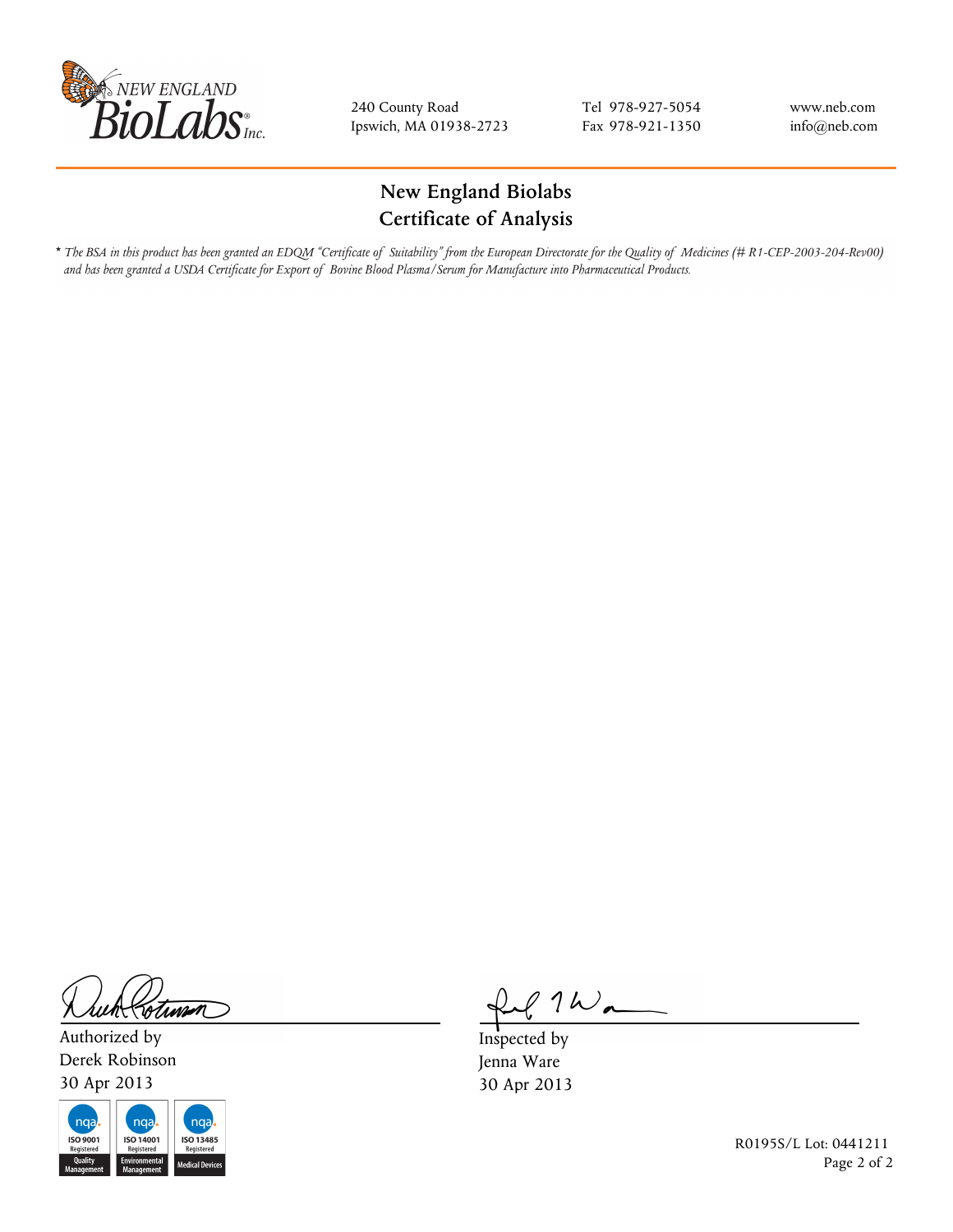New England BioLabs Inc.

240 County Road
Ipswich, MA 01938-2723

Tel 978-927-5054
Fax 978-921-1350

www.neb.com
info@neb.com

## New England Biolabs
## Certificate of Analysis

* *The BSA in this product has been granted an EDQM "Certificate of Suitability" from the European Directorate for the Quality of Medicines (# R1-CEP-2003-204-Rev00) and has been granted a USDA Certificate for Export of Bovine Blood Plasma/Serum for Manufacture into Pharmaceutical Products.*

Authorized by
Derek Robinson
30 Apr 2013

Inspected by
Jenna Ware
30 Apr 2013

nqa ISO 9001 Registered Quality Management
nqa ISO 14001 Registered Environmental Management
nqa ISO 13485 Registered Medical Devices

R0195S/L Lot: 0441211